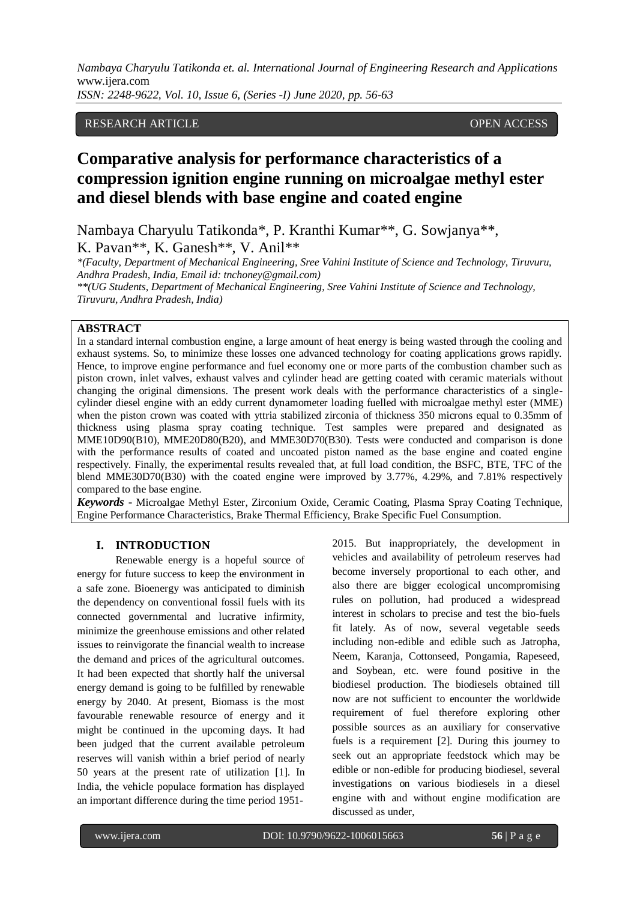RESEARCH ARTICLE OPEN ACCESS

# Comparative analysis for performance characteristics of a compression ignition engine running on microalgae methyl ester and diesel blends with base engine and coated engine

Nambaya Charyulu Tatikonda*, P. Kranthi Kumar**, G. Sowjanya**, K. Pavan**, K. Ganesh**, V. Anil**

*\*(Faculty, Department of Mechanical Engineering, Sree Vahini Institute of Science and Technology, Tiruvuru, Andhra Pradesh, India, Email id: tnchoney@gmail.com)*

*\*\*(UG Students, Department of Mechanical Engineering, Sree Vahini Institute of Science and Technology, Tiruvuru, Andhra Pradesh, India)*

## ABSTRACT

In a standard internal combustion engine, a large amount of heat energy is being wasted through the cooling and exhaust systems. So, to minimize these losses one advanced technology for coating applications grows rapidly. Hence, to improve engine performance and fuel economy one or more parts of the combustion chamber such as piston crown, inlet valves, exhaust valves and cylinder head are getting coated with ceramic materials without changing the original dimensions. The present work deals with the performance characteristics of a single-cylinder diesel engine with an eddy current dynamometer loading fuelled with microalgae methyl ester (MME) when the piston crown was coated with yttria stabilized zirconia of thickness 350 microns equal to 0.35mm of thickness using plasma spray coating technique. Test samples were prepared and designated as MME10D90(B10), MME20D80(B20), and MME30D70(B30). Tests were conducted and comparison is done with the performance results of coated and uncoated piston named as the base engine and coated engine respectively. Finally, the experimental results revealed that, at full load condition, the BSFC, BTE, TFC of the blend MME30D70(B30) with the coated engine were improved by 3.77%, 4.29%, and 7.81% respectively compared to the base engine.

***Keywords*** **-** Microalgae Methyl Ester, Zirconium Oxide, Ceramic Coating, Plasma Spray Coating Technique, Engine Performance Characteristics, Brake Thermal Efficiency, Brake Specific Fuel Consumption.

## I. INTRODUCTION

Renewable energy is a hopeful source of energy for future success to keep the environment in a safe zone. Bioenergy was anticipated to diminish the dependency on conventional fossil fuels with its connected governmental and lucrative infirmity, minimize the greenhouse emissions and other related issues to reinvigorate the financial wealth to increase the demand and prices of the agricultural outcomes. It had been expected that shortly half the universal energy demand is going to be fulfilled by renewable energy by 2040. At present, Biomass is the most favourable renewable resource of energy and it might be continued in the upcoming days. It had been judged that the current available petroleum reserves will vanish within a brief period of nearly 50 years at the present rate of utilization [1]. In India, the vehicle populace formation has displayed an important difference during the time period 1951-2015. But inappropriately, the development in vehicles and availability of petroleum reserves had become inversely proportional to each other, and also there are bigger ecological uncompromising rules on pollution, had produced a widespread interest in scholars to precise and test the bio-fuels fit lately. As of now, several vegetable seeds including non-edible and edible such as Jatropha, Neem, Karanja, Cottonseed, Pongamia, Rapeseed, and Soybean, etc. were found positive in the biodiesel production. The biodiesels obtained till now are not sufficient to encounter the worldwide requirement of fuel therefore exploring other possible sources as an auxiliary for conservative fuels is a requirement [2]. During this journey to seek out an appropriate feedstock which may be edible or non-edible for producing biodiesel, several investigations on various biodiesels in a diesel engine with and without engine modification are discussed as under,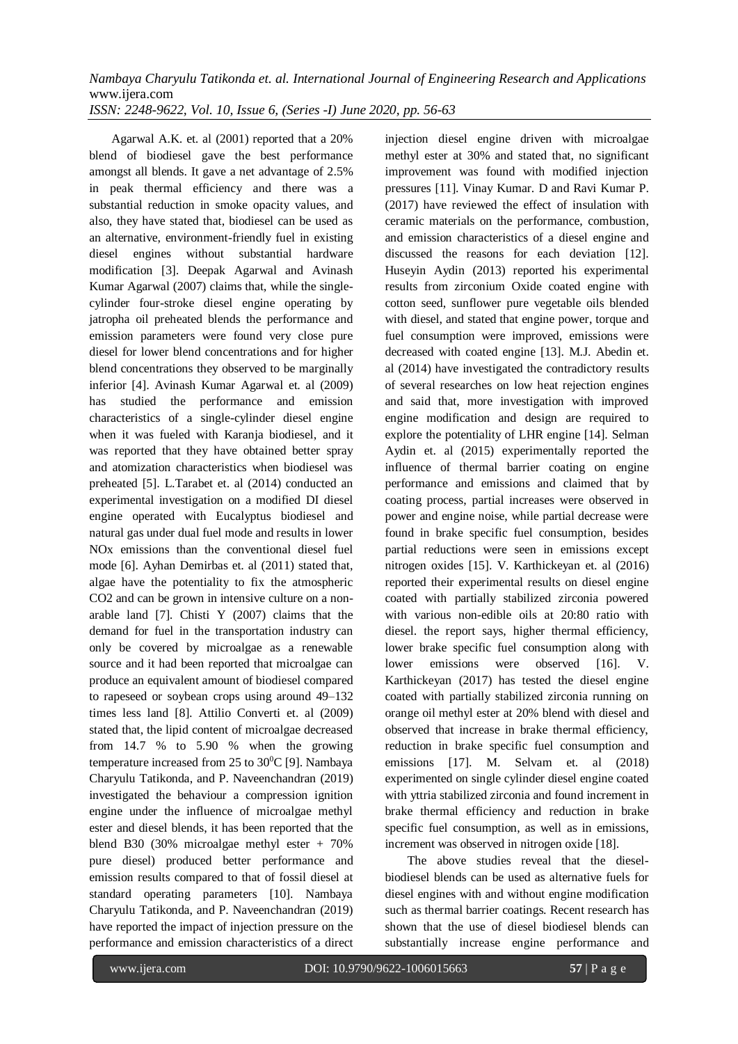Agarwal A.K. et. al (2001) reported that a 20% blend of biodiesel gave the best performance amongst all blends. It gave a net advantage of 2.5% in peak thermal efficiency and there was a substantial reduction in smoke opacity values, and also, they have stated that, biodiesel can be used as an alternative, environment-friendly fuel in existing diesel engines without substantial hardware modification [3]. Deepak Agarwal and Avinash Kumar Agarwal (2007) claims that, while the single-cylinder four-stroke diesel engine operating by jatropha oil preheated blends the performance and emission parameters were found very close pure diesel for lower blend concentrations and for higher blend concentrations they observed to be marginally inferior [4]. Avinash Kumar Agarwal et. al (2009) has studied the performance and emission characteristics of a single-cylinder diesel engine when it was fueled with Karanja biodiesel, and it was reported that they have obtained better spray and atomization characteristics when biodiesel was preheated [5]. L.Tarabet et. al (2014) conducted an experimental investigation on a modified DI diesel engine operated with Eucalyptus biodiesel and natural gas under dual fuel mode and results in lower NOx emissions than the conventional diesel fuel mode [6]. Ayhan Demirbas et. al (2011) stated that, algae have the potentiality to fix the atmospheric CO2 and can be grown in intensive culture on a non-arable land [7]. Chisti Y (2007) claims that the demand for fuel in the transportation industry can only be covered by microalgae as a renewable source and it had been reported that microalgae can produce an equivalent amount of biodiesel compared to rapeseed or soybean crops using around 49–132 times less land [8]. Attilio Converti et. al (2009) stated that, the lipid content of microalgae decreased from 14.7 % to 5.90 % when the growing temperature increased from 25 to 30$^0$C [9]. Nambaya Charyulu Tatikonda, and P. Naveenchandran (2019) investigated the behaviour a compression ignition engine under the influence of microalgae methyl ester and diesel blends, it has been reported that the blend B30 (30% microalgae methyl ester + 70% pure diesel) produced better performance and emission results compared to that of fossil diesel at standard operating parameters [10]. Nambaya Charyulu Tatikonda, and P. Naveenchandran (2019) have reported the impact of injection pressure on the performance and emission characteristics of a direct injection diesel engine driven with microalgae methyl ester at 30% and stated that, no significant improvement was found with modified injection pressures [11]. Vinay Kumar. D and Ravi Kumar P. (2017) have reviewed the effect of insulation with ceramic materials on the performance, combustion, and emission characteristics of a diesel engine and discussed the reasons for each deviation [12]. Huseyin Aydin (2013) reported his experimental results from zirconium Oxide coated engine with cotton seed, sunflower pure vegetable oils blended with diesel, and stated that engine power, torque and fuel consumption were improved, emissions were decreased with coated engine [13]. M.J. Abedin et. al (2014) have investigated the contradictory results of several researches on low heat rejection engines and said that, more investigation with improved engine modification and design are required to explore the potentiality of LHR engine [14]. Selman Aydin et. al (2015) experimentally reported the influence of thermal barrier coating on engine performance and emissions and claimed that by coating process, partial increases were observed in power and engine noise, while partial decrease were found in brake specific fuel consumption, besides partial reductions were seen in emissions except nitrogen oxides [15]. V. Karthickeyan et. al (2016) reported their experimental results on diesel engine coated with partially stabilized zirconia powered with various non-edible oils at 20:80 ratio with diesel. the report says, higher thermal efficiency, lower brake specific fuel consumption along with lower emissions were observed [16]. V. Karthickeyan (2017) has tested the diesel engine coated with partially stabilized zirconia running on orange oil methyl ester at 20% blend with diesel and observed that increase in brake thermal efficiency, reduction in brake specific fuel consumption and emissions [17]. M. Selvam et. al (2018) experimented on single cylinder diesel engine coated with yttria stabilized zirconia and found increment in brake thermal efficiency and reduction in brake specific fuel consumption, as well as in emissions, increment was observed in nitrogen oxide [18].

The above studies reveal that the diesel-biodiesel blends can be used as alternative fuels for diesel engines with and without engine modification such as thermal barrier coatings. Recent research has shown that the use of diesel biodiesel blends can substantially increase engine performance and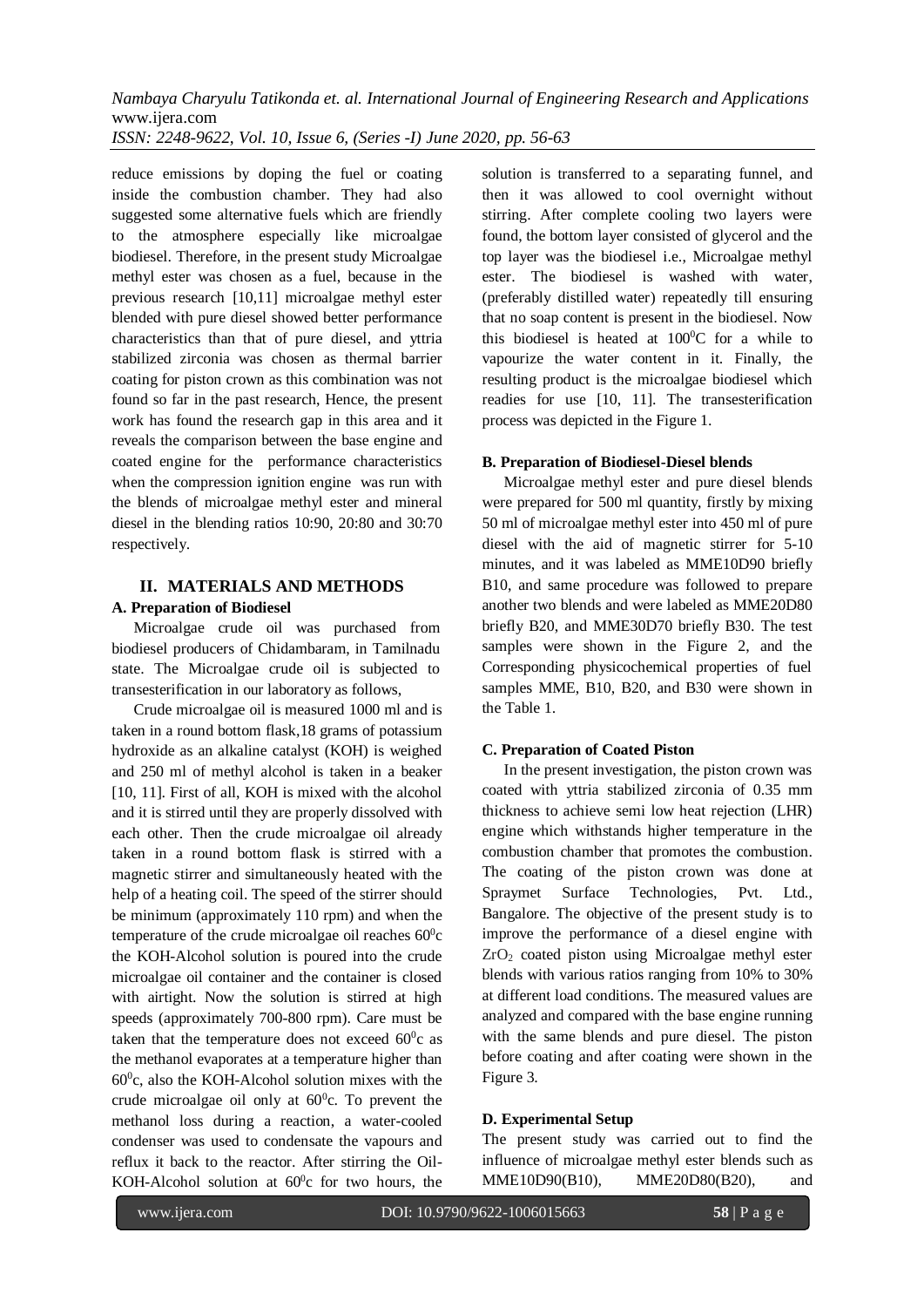reduce emissions by doping the fuel or coating inside the combustion chamber. They had also suggested some alternative fuels which are friendly to the atmosphere especially like microalgae biodiesel. Therefore, in the present study Microalgae methyl ester was chosen as a fuel, because in the previous research [10,11] microalgae methyl ester blended with pure diesel showed better performance characteristics than that of pure diesel, and yttria stabilized zirconia was chosen as thermal barrier coating for piston crown as this combination was not found so far in the past research, Hence, the present work has found the research gap in this area and it reveals the comparison between the base engine and coated engine for the performance characteristics when the compression ignition engine was run with the blends of microalgae methyl ester and mineral diesel in the blending ratios 10:90, 20:80 and 30:70 respectively.

## II. MATERIALS AND METHODS

### A. Preparation of Biodiesel

Microalgae crude oil was purchased from biodiesel producers of Chidambaram, in Tamilnadu state. The Microalgae crude oil is subjected to transesterification in our laboratory as follows,

Crude microalgae oil is measured 1000 ml and is taken in a round bottom flask,18 grams of potassium hydroxide as an alkaline catalyst (KOH) is weighed and 250 ml of methyl alcohol is taken in a beaker [10, 11]. First of all, KOH is mixed with the alcohol and it is stirred until they are properly dissolved with each other. Then the crude microalgae oil already taken in a round bottom flask is stirred with a magnetic stirrer and simultaneously heated with the help of a heating coil. The speed of the stirrer should be minimum (approximately 110 rpm) and when the temperature of the crude microalgae oil reaches $60^0$c the KOH-Alcohol solution is poured into the crude microalgae oil container and the container is closed with airtight. Now the solution is stirred at high speeds (approximately 700-800 rpm). Care must be taken that the temperature does not exceed $60^0$c as the methanol evaporates at a temperature higher than $60^0$c, also the KOH-Alcohol solution mixes with the crude microalgae oil only at $60^0$c. To prevent the methanol loss during a reaction, a water-cooled condenser was used to condensate the vapours and reflux it back to the reactor. After stirring the Oil-KOH-Alcohol solution at $60^0$c for two hours, the solution is transferred to a separating funnel, and then it was allowed to cool overnight without stirring. After complete cooling two layers were found, the bottom layer consisted of glycerol and the top layer was the biodiesel i.e., Microalgae methyl ester. The biodiesel is washed with water, (preferably distilled water) repeatedly till ensuring that no soap content is present in the biodiesel. Now this biodiesel is heated at $100^0$C for a while to vapourize the water content in it. Finally, the resulting product is the microalgae biodiesel which readies for use [10, 11]. The transesterification process was depicted in the Figure 1.

### B. Preparation of Biodiesel-Diesel blends

Microalgae methyl ester and pure diesel blends were prepared for 500 ml quantity, firstly by mixing 50 ml of microalgae methyl ester into 450 ml of pure diesel with the aid of magnetic stirrer for 5-10 minutes, and it was labeled as MME10D90 briefly B10, and same procedure was followed to prepare another two blends and were labeled as MME20D80 briefly B20, and MME30D70 briefly B30. The test samples were shown in the Figure 2, and the Corresponding physicochemical properties of fuel samples MME, B10, B20, and B30 were shown in the Table 1.

### C. Preparation of Coated Piston

In the present investigation, the piston crown was coated with yttria stabilized zirconia of 0.35 mm thickness to achieve semi low heat rejection (LHR) engine which withstands higher temperature in the combustion chamber that promotes the combustion. The coating of the piston crown was done at Spraymet Surface Technologies, Pvt. Ltd., Bangalore. The objective of the present study is to improve the performance of a diesel engine with $ZrO_2$ coated piston using Microalgae methyl ester blends with various ratios ranging from 10% to 30% at different load conditions. The measured values are analyzed and compared with the base engine running with the same blends and pure diesel. The piston before coating and after coating were shown in the Figure 3.

### D. Experimental Setup

The present study was carried out to find the influence of microalgae methyl ester blends such as MME10D90(B10), MME20D80(B20), and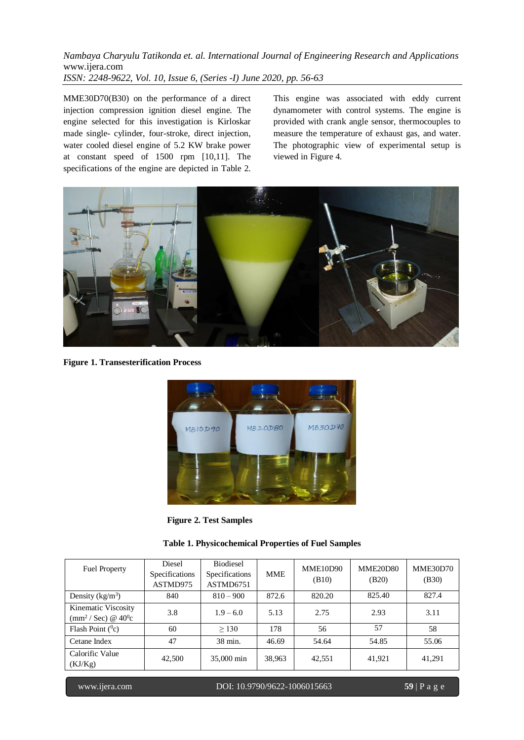MME30D70(B30) on the performance of a direct injection compression ignition diesel engine. The engine selected for this investigation is Kirloskar made single- cylinder, four-stroke, direct injection, water cooled diesel engine of 5.2 KW brake power at constant speed of 1500 rpm [10,11]. The specifications of the engine are depicted in Table 2. This engine was associated with eddy current dynamometer with control systems. The engine is provided with crank angle sensor, thermocouples to measure the temperature of exhaust gas, and water. The photographic view of experimental setup is viewed in Figure 4.

**Figure 1. Transesterification Process**

**Figure 2. Test Samples**

**Table 1. Physicochemical Properties of Fuel Samples**

| Fuel Property | Diesel Specifications ASTMD975 | Biodiesel Specifications ASTMD6751 | MME | MME10D90 (B10) | MME20D80 (B20) | MME30D70 (B30) |
|---|---|---|---|---|---|---|
| Density ($kg/m^3$) | 840 | 810 – 900 | 872.6 | 820.20 | 825.40 | 827.4 |
| Kinematic Viscosity ($mm^2$ / Sec) @ $40^0c$ | 3.8 | 1.9 – 6.0 | 5.13 | 2.75 | 2.93 | 3.11 |
| Flash Point ($^0c$) | 60 | ≥ 130 | 178 | 56 | 57 | 58 |
| Cetane Index | 47 | 38 min. | 46.69 | 54.64 | 54.85 | 55.06 |
| Calorific Value (KJ/Kg) | 42,500 | 35,000 min | 38,963 | 42,551 | 41,921 | 41,291 |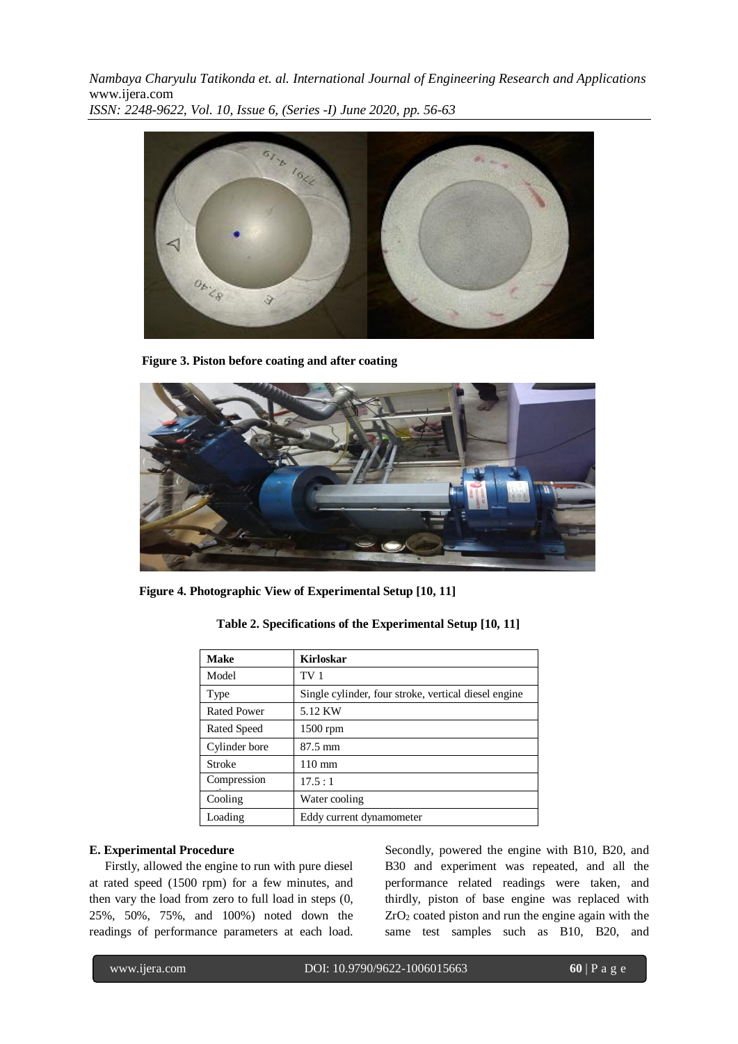**Figure 3. Piston before coating and after coating**

**Figure 4. Photographic View of Experimental Setup [10, 11]**

**Table 2. Specifications of the Experimental Setup [10, 11]**

| **Make** | **Kirloskar** |
|---|---|
| Model | TV 1 |
| Type | Single cylinder, four stroke, vertical diesel engine |
| Rated Power | 5.12 KW |
| Rated Speed | 1500 rpm |
| Cylinder bore | 87.5 mm |
| Stroke | 110 mm |
| Compression ratio | 17.5 : 1 |
| Cooling | Water cooling |
| Loading | Eddy current dynamometer |

**E. Experimental Procedure**

Firstly, allowed the engine to run with pure diesel at rated speed (1500 rpm) for a few minutes, and then vary the load from zero to full load in steps (0, 25%, 50%, 75%, and 100%) noted down the readings of performance parameters at each load. Secondly, powered the engine with B10, B20, and B30 and experiment was repeated, and all the performance related readings were taken, and thirdly, piston of base engine was replaced with $ZrO_2$ coated piston and run the engine again with the same test samples such as B10, B20, and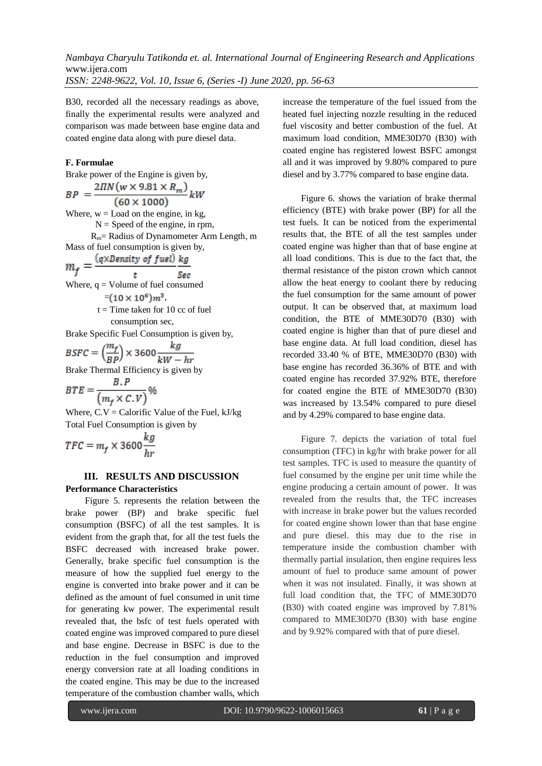B30, recorded all the necessary readings as above, finally the experimental results were analyzed and comparison was made between base engine data and coated engine data along with pure diesel data.

### F. Formulae

Brake power of the Engine is given by,

$$BP = \frac{2\Pi N(w \times 9.81 \times R_m)}{(60 \times 1000)} kW$$

Where, w = Load on the engine, in kg,
N = Speed of the engine, in rpm,
$R_m$= Radius of Dynamometer Arm Length, m

Mass of fuel consumption is given by,

$$m_f = \frac{(q \times Density\ of\ fuel)}{t} \frac{kg}{Sec}$$

Where, q = Volume of fuel consumed
$=(10 \times 10^6)m^3$,
t = Time taken for 10 cc of fuel consumption sec,

Brake Specific Fuel Consumption is given by,

$$BSFC = \left(\frac{m_f}{BP}\right) \times 3600 \frac{kg}{kW - hr}$$

Brake Thermal Efficiency is given by

$$BTE = \frac{B.P}{(m_f \times C.V)} \%$$

Where, C.V = Calorific Value of the Fuel, kJ/kg

Total Fuel Consumption is given by

$$TFC = m_f \times 3600 \frac{kg}{hr}$$

## III. RESULTS AND DISCUSSION

### Performance Characteristics

Figure 5. represents the relation between the brake power (BP) and brake specific fuel consumption (BSFC) of all the test samples. It is evident from the graph that, for all the test fuels the BSFC decreased with increased brake power. Generally, brake specific fuel consumption is the measure of how the supplied fuel energy to the engine is converted into brake power and it can be defined as the amount of fuel consumed in unit time for generating kw power. The experimental result revealed that, the bsfc of test fuels operated with coated engine was improved compared to pure diesel and base engine. Decrease in BSFC is due to the reduction in the fuel consumption and improved energy conversion rate at all loading conditions in the coated engine. This may be due to the increased temperature of the combustion chamber walls, which increase the temperature of the fuel issued from the heated fuel injecting nozzle resulting in the reduced fuel viscosity and better combustion of the fuel. At maximum load condition, MME30D70 (B30) with coated engine has registered lowest BSFC amongst all and it was improved by 9.80% compared to pure diesel and by 3.77% compared to base engine data.

Figure 6. shows the variation of brake thermal efficiency (BTE) with brake power (BP) for all the test fuels. It can be noticed from the experimental results that, the BTE of all the test samples under coated engine was higher than that of base engine at all load conditions. This is due to the fact that, the thermal resistance of the piston crown which cannot allow the heat energy to coolant there by reducing the fuel consumption for the same amount of power output. It can be observed that, at maximum load condition, the BTE of MME30D70 (B30) with coated engine is higher than that of pure diesel and base engine data. At full load condition, diesel has recorded 33.40 % of BTE, MME30D70 (B30) with base engine has recorded 36.36% of BTE and with coated engine has recorded 37.92% BTE, therefore for coated engine the BTE of MME30D70 (B30) was increased by 13.54% compared to pure diesel and by 4.29% compared to base engine data.

Figure 7. depicts the variation of total fuel consumption (TFC) in kg/hr with brake power for all test samples. TFC is used to measure the quantity of fuel consumed by the engine per unit time while the engine producing a certain amount of power. It was revealed from the results that, the TFC increases with increase in brake power but the values recorded for coated engine shown lower than that base engine and pure diesel. this may due to the rise in temperature inside the combustion chamber with thermally partial insulation, then engine requires less amount of fuel to produce same amount of power when it was not insulated. Finally, it was shown at full load condition that, the TFC of MME30D70 (B30) with coated engine was improved by 7.81% compared to MME30D70 (B30) with base engine and by 9.92% compared with that of pure diesel.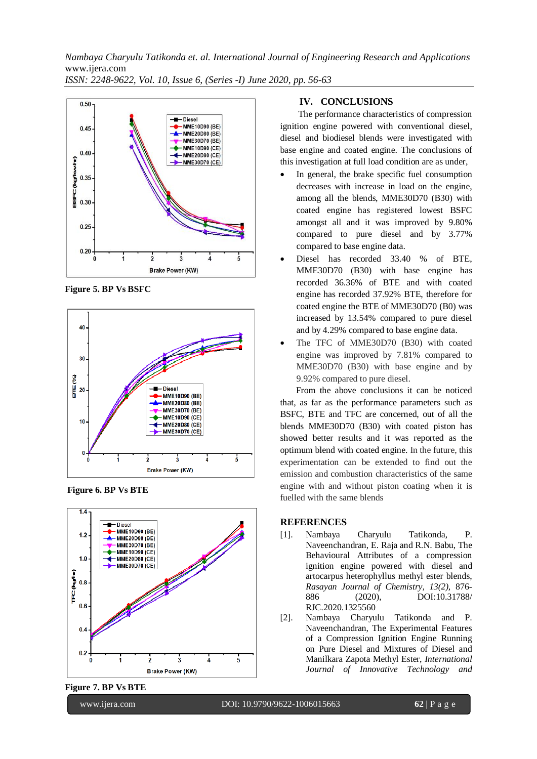Figure 5. BP Vs BSFC

Figure 6. BP Vs BTE

Figure 7. BP Vs BTE

## IV. CONCLUSIONS

The performance characteristics of compression ignition engine powered with conventional diesel, diesel and biodiesel blends were investigated with base engine and coated engine. The conclusions of this investigation at full load condition are as under,

- In general, the brake specific fuel consumption decreases with increase in load on the engine, among all the blends, MME30D70 (B30) with coated engine has registered lowest BSFC amongst all and it was improved by 9.80% compared to pure diesel and by 3.77% compared to base engine data.
- Diesel has recorded 33.40 % of BTE, MME30D70 (B30) with base engine has recorded 36.36% of BTE and with coated engine has recorded 37.92% BTE, therefore for coated engine the BTE of MME30D70 (B0) was increased by 13.54% compared to pure diesel and by 4.29% compared to base engine data.
- The TFC of MME30D70 (B30) with coated engine was improved by 7.81% compared to MME30D70 (B30) with base engine and by 9.92% compared to pure diesel.

From the above conclusions it can be noticed that, as far as the performance parameters such as BSFC, BTE and TFC are concerned, out of all the blends MME30D70 (B30) with coated piston has showed better results and it was reported as the optimum blend with coated engine. In the future, this experimentation can be extended to find out the emission and combustion characteristics of the same engine with and without piston coating when it is fuelled with the same blends

## REFERENCES

[1]. Nambaya Charyulu Tatikonda, P. Naveenchandran, E. Raja and R.N. Babu, The Behavioural Attributes of a compression ignition engine powered with diesel and artocarpus heterophyllus methyl ester blends, *Rasayan Journal of Chemistry, 13(2),* 876-886 (2020), DOI:10.31788/ RJC.2020.1325560

[2]. Nambaya Charyulu Tatikonda and P. Naveenchandran, The Experimental Features of a Compression Ignition Engine Running on Pure Diesel and Mixtures of Diesel and Manilkara Zapota Methyl Ester, *International Journal of Innovative Technology and*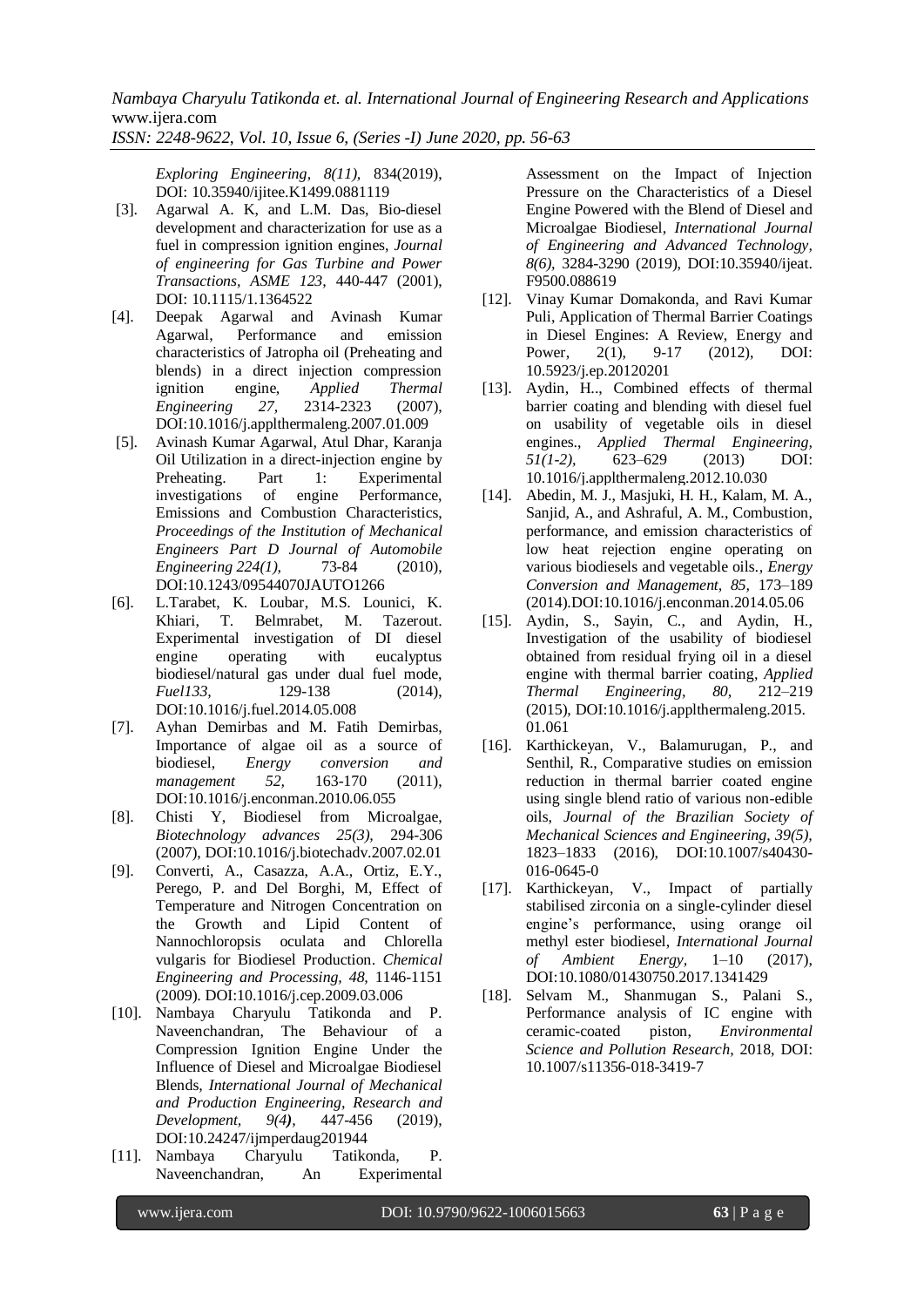*Exploring Engineering, 8(11),* 834(2019), DOI: 10.35940/ijitee.K1499.0881119

[3]. Agarwal A. K, and L.M. Das, Bio-diesel development and characterization for use as a fuel in compression ignition engines, *Journal of engineering for Gas Turbine and Power Transactions, ASME 123,* 440-447 (2001), DOI: 10.1115/1.1364522

[4]. Deepak Agarwal and Avinash Kumar Agarwal, Performance and emission characteristics of Jatropha oil (Preheating and blends) in a direct injection compression ignition engine, *Applied Thermal Engineering 27,* 2314-2323 (2007), DOI:10.1016/j.applthermaleng.2007.01.009

[5]. Avinash Kumar Agarwal, Atul Dhar, Karanja Oil Utilization in a direct-injection engine by Preheating. Part 1: Experimental investigations of engine Performance, Emissions and Combustion Characteristics, *Proceedings of the Institution of Mechanical Engineers Part D Journal of Automobile Engineering 224(1),* 73-84 (2010), DOI:10.1243/09544070JAUTO1266

[6]. L.Tarabet, K. Loubar, M.S. Lounici, K. Khiari, T. Belmrabet, M. Tazerout. Experimental investigation of DI diesel engine operating with eucalyptus biodiesel/natural gas under dual fuel mode, *Fuel133,* 129-138 (2014), DOI:10.1016/j.fuel.2014.05.008

[7]. Ayhan Demirbas and M. Fatih Demirbas, Importance of algae oil as a source of biodiesel, *Energy conversion and management 52,* 163-170 (2011), DOI:10.1016/j.enconman.2010.06.055

[8]. Chisti Y, Biodiesel from Microalgae, *Biotechnology advances 25(3),* 294-306 (2007), DOI:10.1016/j.biotechadv.2007.02.01

[9]. Converti, A., Casazza, A.A., Ortiz, E.Y., Perego, P. and Del Borghi, M, Effect of Temperature and Nitrogen Concentration on the Growth and Lipid Content of Nannochloropsis oculata and Chlorella vulgaris for Biodiesel Production. *Chemical Engineering and Processing, 48,* 1146-1151 (2009). DOI:10.1016/j.cep.2009.03.006

[10]. Nambaya Charyulu Tatikonda and P. Naveenchandran, The Behaviour of a Compression Ignition Engine Under the Influence of Diesel and Microalgae Biodiesel Blends, *International Journal of Mechanical and Production Engineering, Research and Development, 9(4),* 447-456 (2019), DOI:10.24247/ijmperdaug201944

[11]. Nambaya Charyulu Tatikonda, P. Naveenchandran, An Experimental Assessment on the Impact of Injection Pressure on the Characteristics of a Diesel Engine Powered with the Blend of Diesel and Microalgae Biodiesel, *International Journal of Engineering and Advanced Technology, 8(6),* 3284-3290 (2019), DOI:10.35940/ijeat.F9500.088619

[12]. Vinay Kumar Domakonda, and Ravi Kumar Puli, Application of Thermal Barrier Coatings in Diesel Engines: A Review, Energy and Power, 2(1), 9-17 (2012), DOI: 10.5923/j.ep.20120201

[13]. Aydin, H.., Combined effects of thermal barrier coating and blending with diesel fuel on usability of vegetable oils in diesel engines., *Applied Thermal Engineering, 51(1-2),* 623–629 (2013) DOI: 10.1016/j.applthermaleng.2012.10.030

[14]. Abedin, M. J., Masjuki, H. H., Kalam, M. A., Sanjid, A., and Ashraful, A. M., Combustion, performance, and emission characteristics of low heat rejection engine operating on various biodiesels and vegetable oils., *Energy Conversion and Management, 85,* 173–189 (2014).DOI:10.1016/j.enconman.2014.05.06

[15]. Aydin, S., Sayin, C., and Aydin, H., Investigation of the usability of biodiesel obtained from residual frying oil in a diesel engine with thermal barrier coating, *Applied Thermal Engineering, 80,* 212–219 (2015), DOI:10.1016/j.applthermaleng.2015.01.061

[16]. Karthickeyan, V., Balamurugan, P., and Senthil, R., Comparative studies on emission reduction in thermal barrier coated engine using single blend ratio of various non-edible oils, *Journal of the Brazilian Society of Mechanical Sciences and Engineering, 39(5),* 1823–1833 (2016), DOI:10.1007/s40430-016-0645-0

[17]. Karthickeyan, V., Impact of partially stabilised zirconia on a single-cylinder diesel engine's performance, using orange oil methyl ester biodiesel, *International Journal of Ambient Energy,* 1–10 (2017), DOI:10.1080/01430750.2017.1341429

[18]. Selvam M., Shanmugan S., Palani S., Performance analysis of IC engine with ceramic-coated piston, *Environmental Science and Pollution Research,* 2018, DOI: 10.1007/s11356-018-3419-7